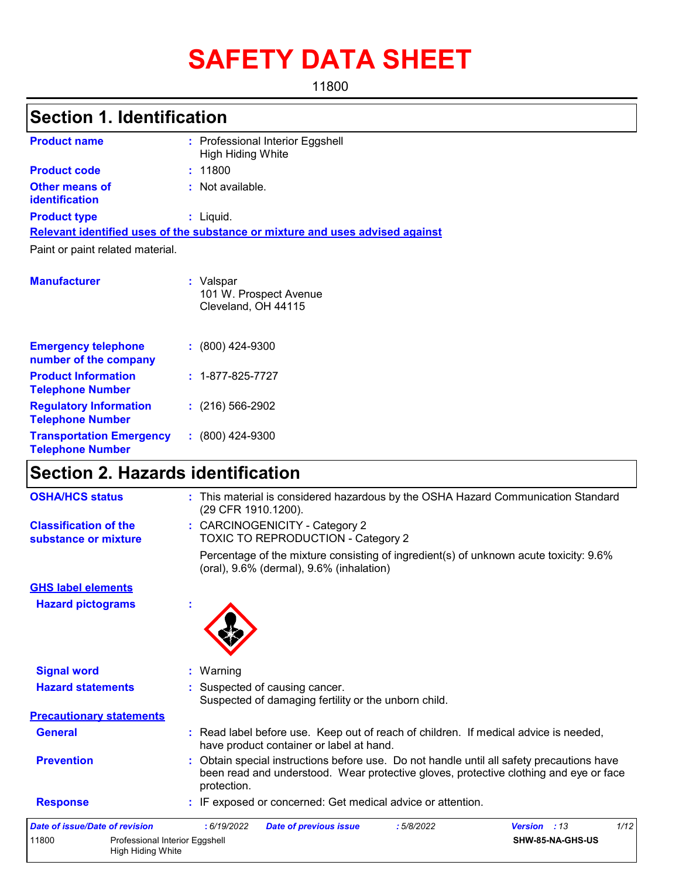# SAFETY DATA SHEET

11800

## Section 1. Identification

**Product name** : Professional Interior Eggshell High Hiding White

**Product code** : 11800

**Other means of identification** : Not available.

**Product type** : Liquid.

**Relevant identified uses of the substance or mixture and uses advised against**

Paint or paint related material.

**Manufacturer** : Valspar
101 W. Prospect Avenue
Cleveland, OH 44115

**Emergency telephone number of the company** : (800) 424-9300

**Product Information Telephone Number** : 1-877-825-7727

**Regulatory Information Telephone Number** : (216) 566-2902

**Transportation Emergency Telephone Number** : (800) 424-9300

## Section 2. Hazards identification

**OSHA/HCS status** : This material is considered hazardous by the OSHA Hazard Communication Standard (29 CFR 1910.1200).

**Classification of the substance or mixture** : CARCINOGENICITY - Category 2
TOXIC TO REPRODUCTION - Category 2

Percentage of the mixture consisting of ingredient(s) of unknown acute toxicity: 9.6% (oral), 9.6% (dermal), 9.6% (inhalation)

**GHS label elements**

**Hazard pictograms** :

**Signal word** : Warning

**Hazard statements** : Suspected of causing cancer.
Suspected of damaging fertility or the unborn child.

**Precautionary statements**

**General** : Read label before use. Keep out of reach of children. If medical advice is needed, have product container or label at hand.

**Prevention** : Obtain special instructions before use. Do not handle until all safety precautions have been read and understood. Wear protective gloves, protective clothing and eye or face protection.

**Response** : IF exposed or concerned: Get medical advice or attention.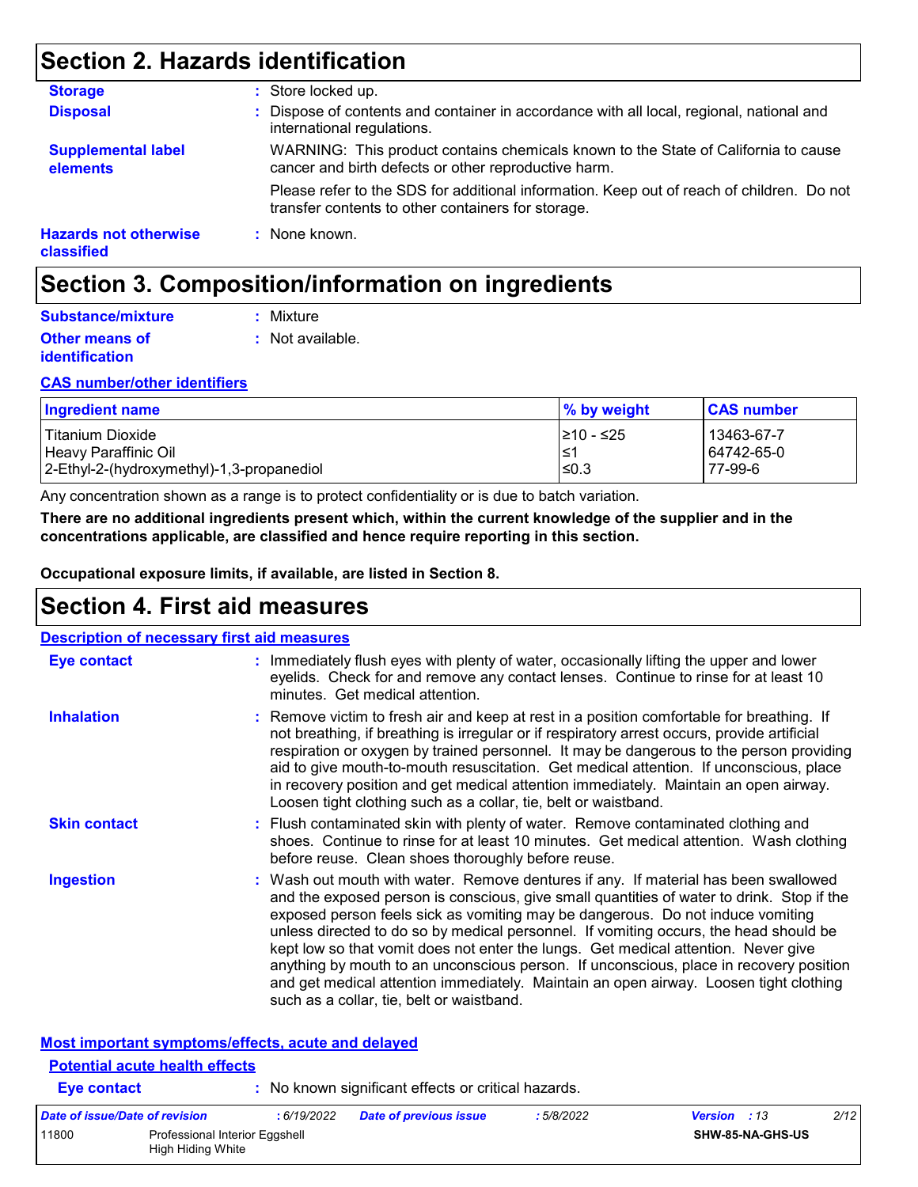## Section 2. Hazards identification

**Storage** : Store locked up.

**Disposal** : Dispose of contents and container in accordance with all local, regional, national and international regulations.

**Supplemental label elements** WARNING: This product contains chemicals known to the State of California to cause cancer and birth defects or other reproductive harm.

Please refer to the SDS for additional information. Keep out of reach of children. Do not transfer contents to other containers for storage.

**Hazards not otherwise classified** : None known.

## Section 3. Composition/information on ingredients

**Substance/mixture** : Mixture

**Other means of identification** : Not available.

**CAS number/other identifiers**

| Ingredient name | % by weight | CAS number |
|---|---|---|
| Titanium Dioxide | ≥10 - ≤25 | 13463-67-7 |
| Heavy Paraffinic Oil | ≤1 | 64742-65-0 |
| 2-Ethyl-2-(hydroxymethyl)-1,3-propanediol | ≤0.3 | 77-99-6 |

Any concentration shown as a range is to protect confidentiality or is due to batch variation.

**There are no additional ingredients present which, within the current knowledge of the supplier and in the concentrations applicable, are classified and hence require reporting in this section.**

**Occupational exposure limits, if available, are listed in Section 8.**

## Section 4. First aid measures

**Description of necessary first aid measures**

**Eye contact** : Immediately flush eyes with plenty of water, occasionally lifting the upper and lower eyelids. Check for and remove any contact lenses. Continue to rinse for at least 10 minutes. Get medical attention.

**Inhalation** : Remove victim to fresh air and keep at rest in a position comfortable for breathing. If not breathing, if breathing is irregular or if respiratory arrest occurs, provide artificial respiration or oxygen by trained personnel. It may be dangerous to the person providing aid to give mouth-to-mouth resuscitation. Get medical attention. If unconscious, place in recovery position and get medical attention immediately. Maintain an open airway. Loosen tight clothing such as a collar, tie, belt or waistband.

**Skin contact** : Flush contaminated skin with plenty of water. Remove contaminated clothing and shoes. Continue to rinse for at least 10 minutes. Get medical attention. Wash clothing before reuse. Clean shoes thoroughly before reuse.

**Ingestion** : Wash out mouth with water. Remove dentures if any. If material has been swallowed and the exposed person is conscious, give small quantities of water to drink. Stop if the exposed person feels sick as vomiting may be dangerous. Do not induce vomiting unless directed to do so by medical personnel. If vomiting occurs, the head should be kept low so that vomit does not enter the lungs. Get medical attention. Never give anything by mouth to an unconscious person. If unconscious, place in recovery position and get medical attention immediately. Maintain an open airway. Loosen tight clothing such as a collar, tie, belt or waistband.

**Most important symptoms/effects, acute and delayed**

**Potential acute health effects**

**Eye contact** : No known significant effects or critical hazards.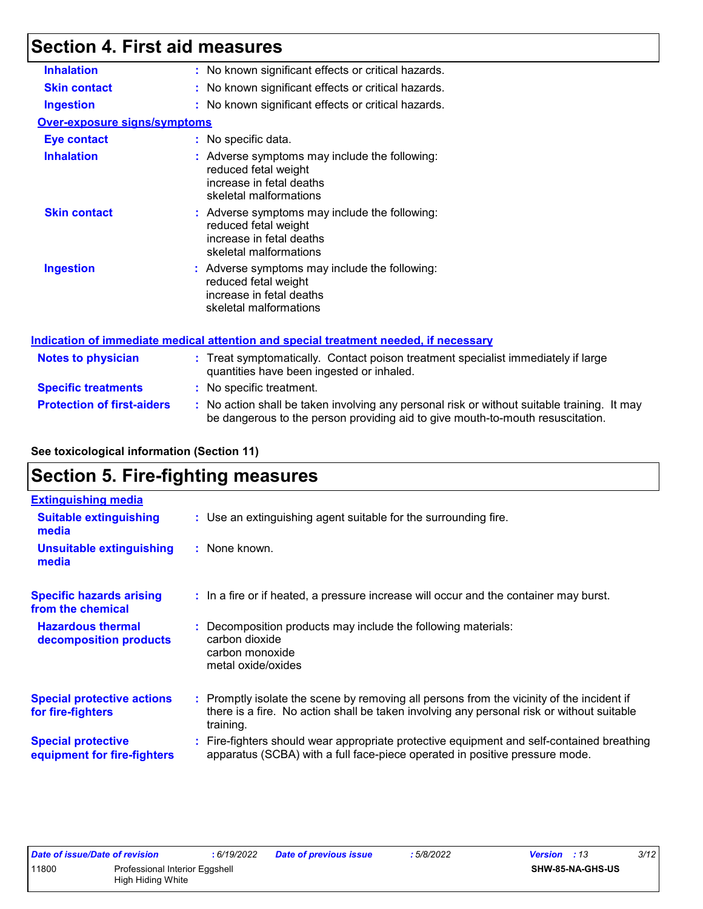# Section 4. First aid measures

| | |
|---|---|
| **Inhalation** | : No known significant effects or critical hazards. |
| **Skin contact** | : No known significant effects or critical hazards. |
| **Ingestion** | : No known significant effects or critical hazards. |

**Over-exposure signs/symptoms**

| | |
|---|---|
| **Eye contact** | : No specific data. |
| **Inhalation** | : Adverse symptoms may include the following:<br>reduced fetal weight<br>increase in fetal deaths<br>skeletal malformations |
| **Skin contact** | : Adverse symptoms may include the following:<br>reduced fetal weight<br>increase in fetal deaths<br>skeletal malformations |
| **Ingestion** | : Adverse symptoms may include the following:<br>reduced fetal weight<br>increase in fetal deaths<br>skeletal malformations |

**Indication of immediate medical attention and special treatment needed, if necessary**

| | |
|---|---|
| **Notes to physician** | : Treat symptomatically. Contact poison treatment specialist immediately if large quantities have been ingested or inhaled. |
| **Specific treatments** | : No specific treatment. |
| **Protection of first-aiders** | : No action shall be taken involving any personal risk or without suitable training. It may be dangerous to the person providing aid to give mouth-to-mouth resuscitation. |

**See toxicological information (Section 11)**

# Section 5. Fire-fighting measures

**Extinguishing media**

| | |
|---|---|
| **Suitable extinguishing media** | : Use an extinguishing agent suitable for the surrounding fire. |
| **Unsuitable extinguishing media** | : None known. |
| **Specific hazards arising from the chemical** | : In a fire or if heated, a pressure increase will occur and the container may burst. |
| **Hazardous thermal decomposition products** | : Decomposition products may include the following materials:<br>carbon dioxide<br>carbon monoxide<br>metal oxide/oxides |
| **Special protective actions for fire-fighters** | : Promptly isolate the scene by removing all persons from the vicinity of the incident if there is a fire. No action shall be taken involving any personal risk or without suitable training. |
| **Special protective equipment for fire-fighters** | : Fire-fighters should wear appropriate protective equipment and self-contained breathing apparatus (SCBA) with a full face-piece operated in positive pressure mode. |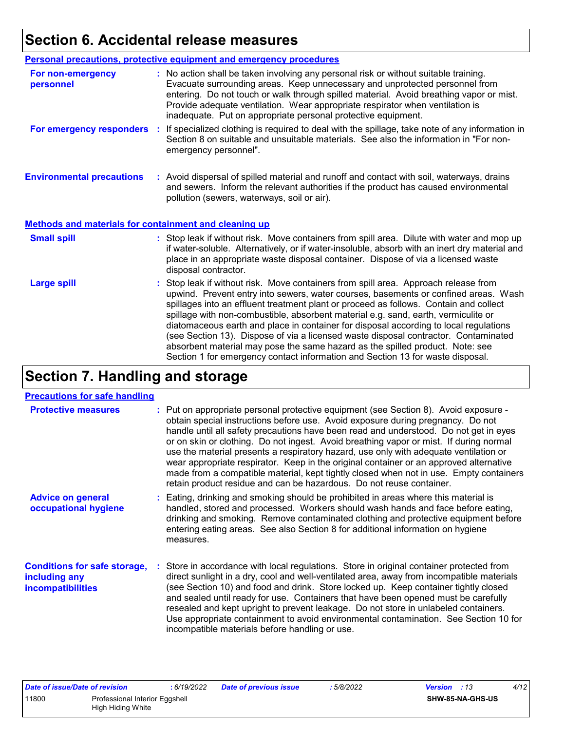# Section 6. Accidental release measures

## Personal precautions, protective equipment and emergency procedures

**For non-emergency personnel** : No action shall be taken involving any personal risk or without suitable training. Evacuate surrounding areas. Keep unnecessary and unprotected personnel from entering. Do not touch or walk through spilled material. Avoid breathing vapor or mist. Provide adequate ventilation. Wear appropriate respirator when ventilation is inadequate. Put on appropriate personal protective equipment.

**For emergency responders** : If specialized clothing is required to deal with the spillage, take note of any information in Section 8 on suitable and unsuitable materials. See also the information in "For non-emergency personnel".

**Environmental precautions** : Avoid dispersal of spilled material and runoff and contact with soil, waterways, drains and sewers. Inform the relevant authorities if the product has caused environmental pollution (sewers, waterways, soil or air).

## Methods and materials for containment and cleaning up

**Small spill** : Stop leak if without risk. Move containers from spill area. Dilute with water and mop up if water-soluble. Alternatively, or if water-insoluble, absorb with an inert dry material and place in an appropriate waste disposal container. Dispose of via a licensed waste disposal contractor.

**Large spill** : Stop leak if without risk. Move containers from spill area. Approach release from upwind. Prevent entry into sewers, water courses, basements or confined areas. Wash spillages into an effluent treatment plant or proceed as follows. Contain and collect spillage with non-combustible, absorbent material e.g. sand, earth, vermiculite or diatomaceous earth and place in container for disposal according to local regulations (see Section 13). Dispose of via a licensed waste disposal contractor. Contaminated absorbent material may pose the same hazard as the spilled product. Note: see Section 1 for emergency contact information and Section 13 for waste disposal.

# Section 7. Handling and storage

## Precautions for safe handling

**Protective measures** : Put on appropriate personal protective equipment (see Section 8). Avoid exposure - obtain special instructions before use. Avoid exposure during pregnancy. Do not handle until all safety precautions have been read and understood. Do not get in eyes or on skin or clothing. Do not ingest. Avoid breathing vapor or mist. If during normal use the material presents a respiratory hazard, use only with adequate ventilation or wear appropriate respirator. Keep in the original container or an approved alternative made from a compatible material, kept tightly closed when not in use. Empty containers retain product residue and can be hazardous. Do not reuse container.

**Advice on general occupational hygiene** : Eating, drinking and smoking should be prohibited in areas where this material is handled, stored and processed. Workers should wash hands and face before eating, drinking and smoking. Remove contaminated clothing and protective equipment before entering eating areas. See also Section 8 for additional information on hygiene measures.

**Conditions for safe storage, including any incompatibilities** : Store in accordance with local regulations. Store in original container protected from direct sunlight in a dry, cool and well-ventilated area, away from incompatible materials (see Section 10) and food and drink. Store locked up. Keep container tightly closed and sealed until ready for use. Containers that have been opened must be carefully resealed and kept upright to prevent leakage. Do not store in unlabeled containers. Use appropriate containment to avoid environmental contamination. See Section 10 for incompatible materials before handling or use.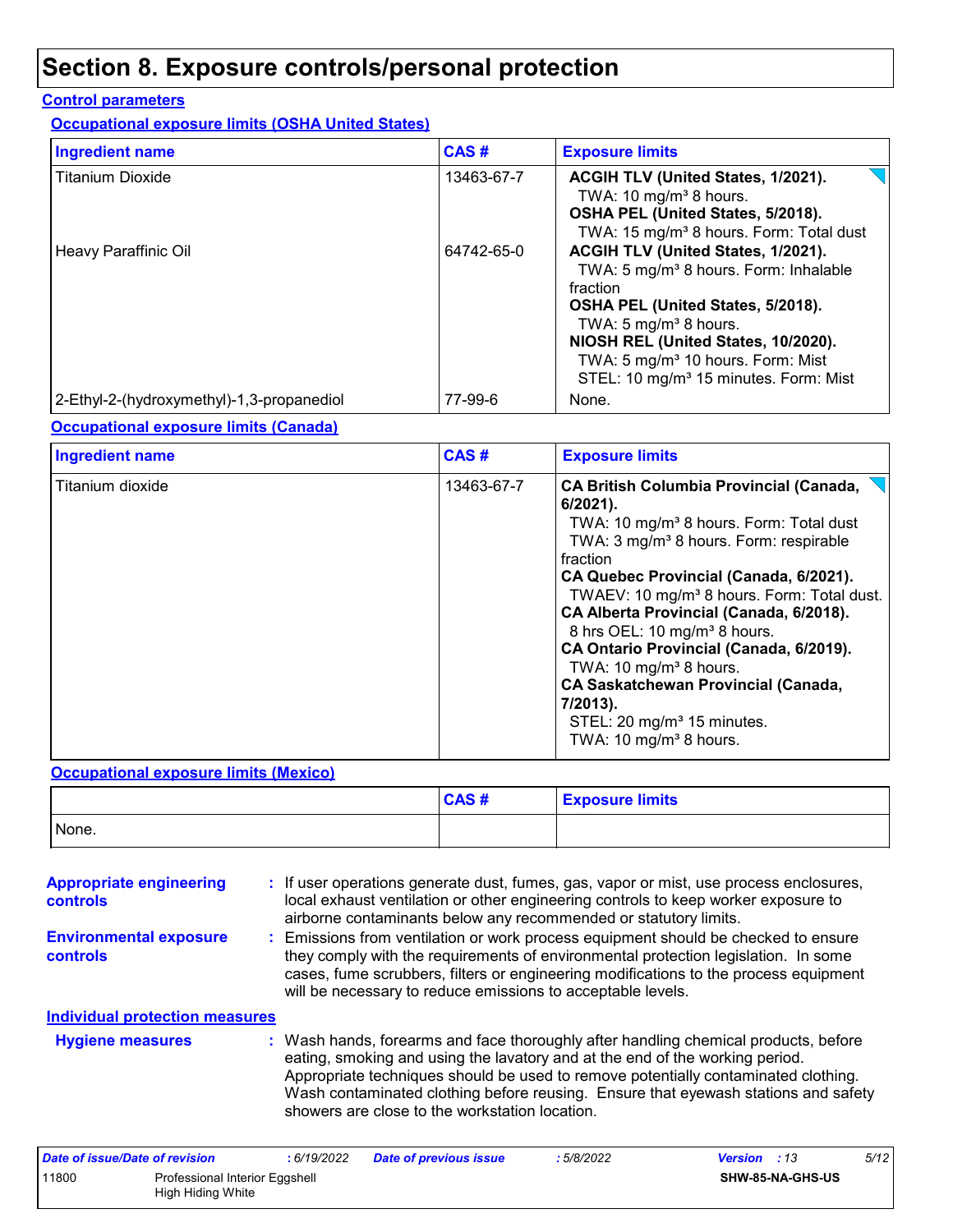# Section 8. Exposure controls/personal protection

## Control parameters

### Occupational exposure limits (OSHA United States)

| Ingredient name | CAS # | Exposure limits |
|---|---|---|
| Titanium Dioxide | 13463-67-7 | **ACGIH TLV (United States, 1/2021).**<br>TWA: 10 mg/m³ 8 hours.<br>**OSHA PEL (United States, 5/2018).**<br>TWA: 15 mg/m³ 8 hours. Form: Total dust |
| Heavy Paraffinic Oil | 64742-65-0 | **ACGIH TLV (United States, 1/2021).**<br>TWA: 5 mg/m³ 8 hours. Form: Inhalable fraction<br>**OSHA PEL (United States, 5/2018).**<br>TWA: 5 mg/m³ 8 hours.<br>**NIOSH REL (United States, 10/2020).**<br>TWA: 5 mg/m³ 10 hours. Form: Mist<br>STEL: 10 mg/m³ 15 minutes. Form: Mist |
| 2-Ethyl-2-(hydroxymethyl)-1,3-propanediol | 77-99-6 | None. |

### Occupational exposure limits (Canada)

| Ingredient name | CAS # | Exposure limits |
|---|---|---|
| Titanium dioxide | 13463-67-7 | **CA British Columbia Provincial (Canada, 6/2021).**<br>TWA: 10 mg/m³ 8 hours. Form: Total dust<br>TWA: 3 mg/m³ 8 hours. Form: respirable fraction<br>**CA Quebec Provincial (Canada, 6/2021).**<br>TWAEV: 10 mg/m³ 8 hours. Form: Total dust.<br>**CA Alberta Provincial (Canada, 6/2018).**<br>8 hrs OEL: 10 mg/m³ 8 hours.<br>**CA Ontario Provincial (Canada, 6/2019).**<br>TWA: 10 mg/m³ 8 hours.<br>**CA Saskatchewan Provincial (Canada, 7/2013).**<br>STEL: 20 mg/m³ 15 minutes.<br>TWA: 10 mg/m³ 8 hours. |

### Occupational exposure limits (Mexico)

| | CAS # | Exposure limits |
|---|---|---|
| None. | | |

**Appropriate engineering controls** : If user operations generate dust, fumes, gas, vapor or mist, use process enclosures, local exhaust ventilation or other engineering controls to keep worker exposure to airborne contaminants below any recommended or statutory limits.

**Environmental exposure controls** : Emissions from ventilation or work process equipment should be checked to ensure they comply with the requirements of environmental protection legislation. In some cases, fume scrubbers, filters or engineering modifications to the process equipment will be necessary to reduce emissions to acceptable levels.

### Individual protection measures

**Hygiene measures** : Wash hands, forearms and face thoroughly after handling chemical products, before eating, smoking and using the lavatory and at the end of the working period. Appropriate techniques should be used to remove potentially contaminated clothing. Wash contaminated clothing before reusing. Ensure that eyewash stations and safety showers are close to the workstation location.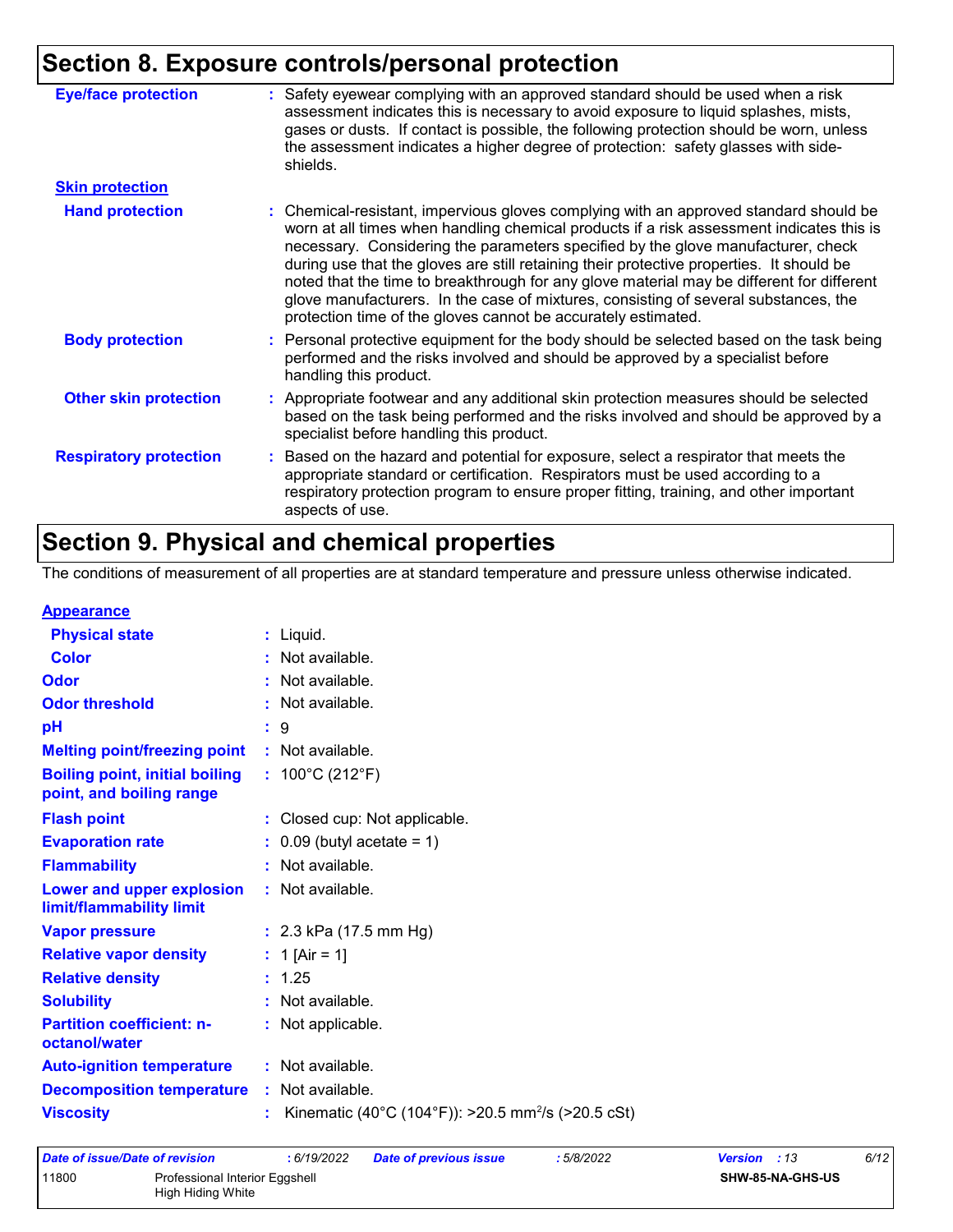# Section 8. Exposure controls/personal protection

**Eye/face protection** : Safety eyewear complying with an approved standard should be used when a risk assessment indicates this is necessary to avoid exposure to liquid splashes, mists, gases or dusts. If contact is possible, the following protection should be worn, unless the assessment indicates a higher degree of protection: safety glasses with side-shields.

**Skin protection**

**Hand protection** : Chemical-resistant, impervious gloves complying with an approved standard should be worn at all times when handling chemical products if a risk assessment indicates this is necessary. Considering the parameters specified by the glove manufacturer, check during use that the gloves are still retaining their protective properties. It should be noted that the time to breakthrough for any glove material may be different for different glove manufacturers. In the case of mixtures, consisting of several substances, the protection time of the gloves cannot be accurately estimated.

**Body protection** : Personal protective equipment for the body should be selected based on the task being performed and the risks involved and should be approved by a specialist before handling this product.

**Other skin protection** : Appropriate footwear and any additional skin protection measures should be selected based on the task being performed and the risks involved and should be approved by a specialist before handling this product.

**Respiratory protection** : Based on the hazard and potential for exposure, select a respirator that meets the appropriate standard or certification. Respirators must be used according to a respiratory protection program to ensure proper fitting, training, and other important aspects of use.

# Section 9. Physical and chemical properties

The conditions of measurement of all properties are at standard temperature and pressure unless otherwise indicated.

**Appearance**

| Property | Value |
|---|---|
| **Physical state** | Liquid. |
| **Color** | Not available. |
| **Odor** | Not available. |
| **Odor threshold** | Not available. |
| **pH** | 9 |
| **Melting point/freezing point** | Not available. |
| **Boiling point, initial boiling point, and boiling range** | 100°C (212°F) |
| **Flash point** | Closed cup: Not applicable. |
| **Evaporation rate** | 0.09 (butyl acetate = 1) |
| **Flammability** | Not available. |
| **Lower and upper explosion limit/flammability limit** | Not available. |
| **Vapor pressure** | 2.3 kPa (17.5 mm Hg) |
| **Relative vapor density** | 1 [Air = 1] |
| **Relative density** | 1.25 |
| **Solubility** | Not available. |
| **Partition coefficient: n-octanol/water** | Not applicable. |
| **Auto-ignition temperature** | Not available. |
| **Decomposition temperature** | Not available. |
| **Viscosity** | Kinematic (40°C (104°F)): >20.5 $mm^2/s$ (>20.5 cSt) |

| Date of issue/Date of revision | : 6/19/2022 | Date of previous issue | : 5/8/2022 | Version : 13 |
|---|---|---|---|---|
| 11800 | Professional Interior Eggshell High Hiding White | | | SHW-85-NA-GHS-US |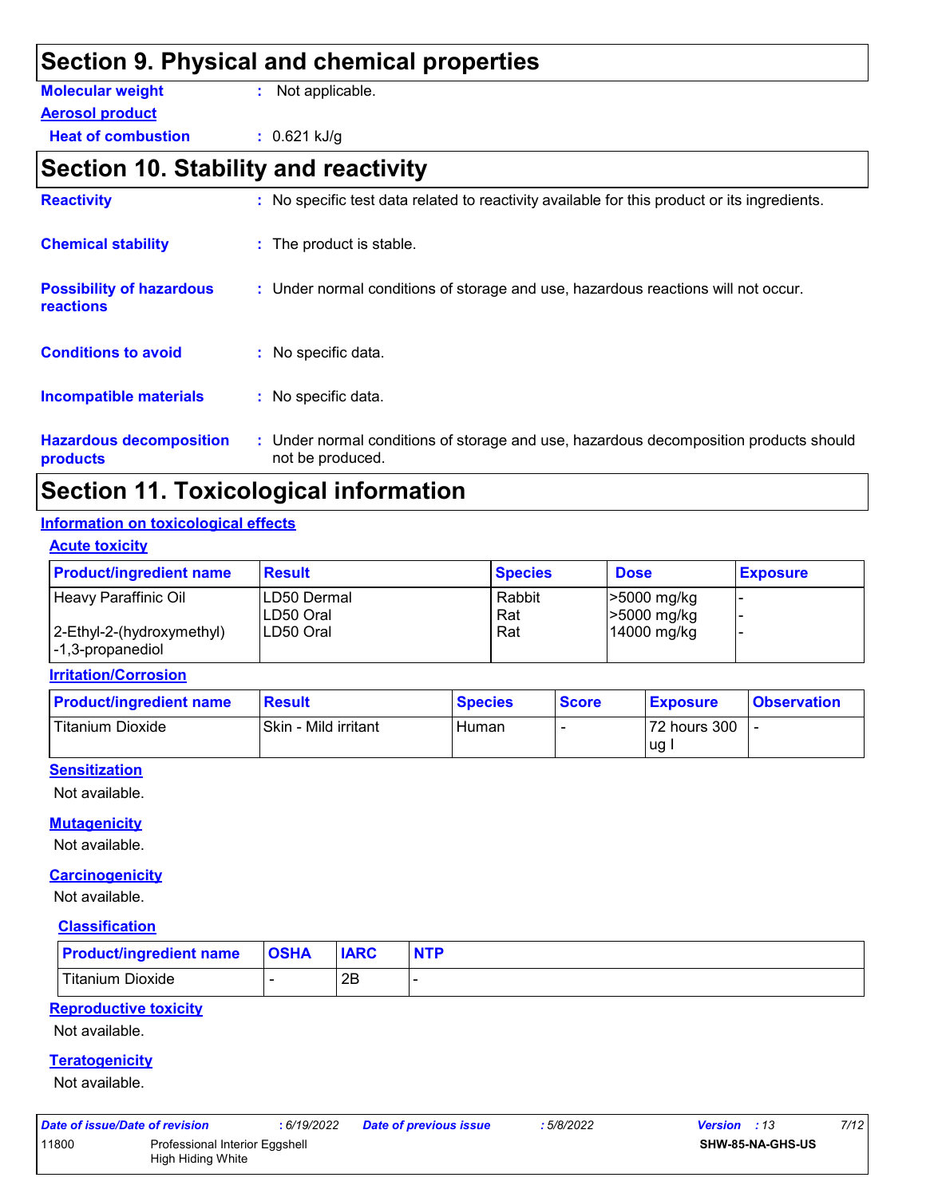# Section 9. Physical and chemical properties

**Molecular weight** : Not applicable.

**Aerosol product**

**Heat of combustion** : 0.621 kJ/g

# Section 10. Stability and reactivity

**Reactivity** : No specific test data related to reactivity available for this product or its ingredients.

**Chemical stability** : The product is stable.

**Possibility of hazardous reactions** : Under normal conditions of storage and use, hazardous reactions will not occur.

**Conditions to avoid** : No specific data.

**Incompatible materials** : No specific data.

**Hazardous decomposition products** : Under normal conditions of storage and use, hazardous decomposition products should not be produced.

# Section 11. Toxicological information

## Information on toxicological effects

### Acute toxicity

| Product/ingredient name | Result | Species | Dose | Exposure |
|---|---|---|---|---|
| Heavy Paraffinic Oil | LD50 Dermal | Rabbit | >5000 mg/kg | - |
| | LD50 Oral | Rat | >5000 mg/kg | - |
| 2-Ethyl-2-(hydroxymethyl)-1,3-propanediol | LD50 Oral | Rat | 14000 mg/kg | - |

### Irritation/Corrosion

| Product/ingredient name | Result | Species | Score | Exposure | Observation |
|---|---|---|---|---|---|
| Titanium Dioxide | Skin - Mild irritant | Human | - | 72 hours 300 ug I | - |

### Sensitization

Not available.

### Mutagenicity

Not available.

### Carcinogenicity

Not available.

#### Classification

| Product/ingredient name | OSHA | IARC | NTP |
|---|---|---|---|
| Titanium Dioxide | - | 2B | - |

### Reproductive toxicity

Not available.

### Teratogenicity

Not available.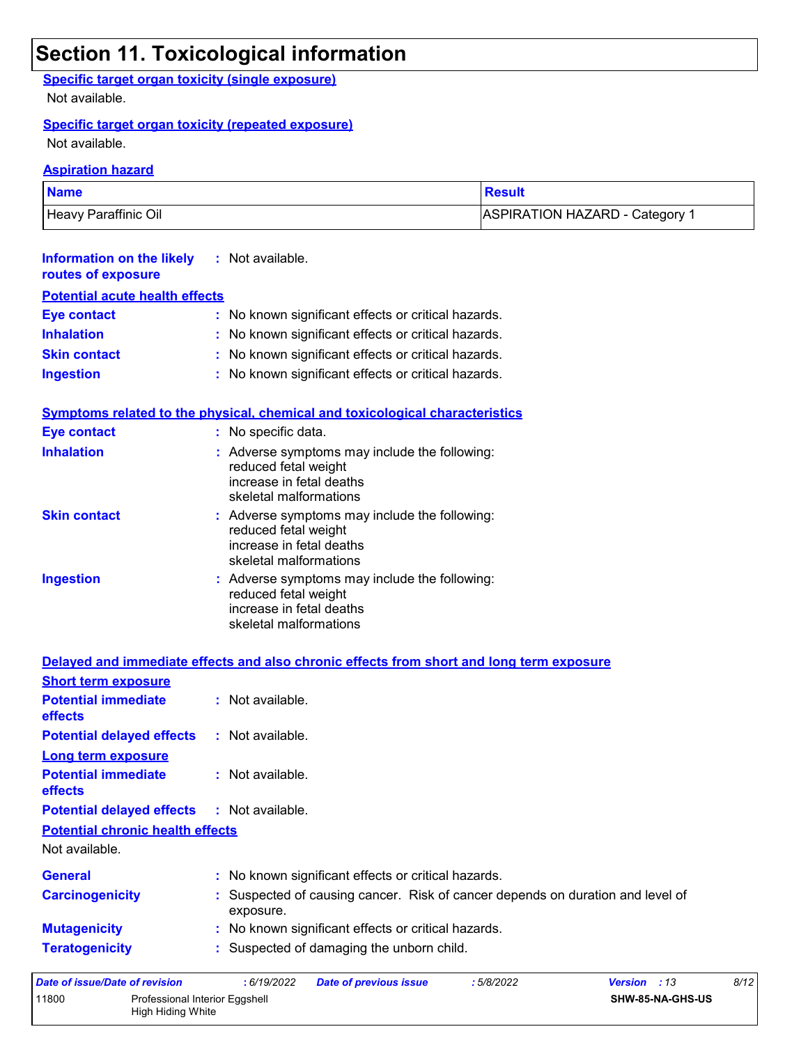# Section 11. Toxicological information

### Specific target organ toxicity (single exposure)

Not available.

### Specific target organ toxicity (repeated exposure)

Not available.

### Aspiration hazard

| Name | Result |
| --- | --- |
| Heavy Paraffinic Oil | ASPIRATION HAZARD - Category 1 |

**Information on the likely routes of exposure** : Not available.

### Potential acute health effects

**Eye contact** : No known significant effects or critical hazards.

**Inhalation** : No known significant effects or critical hazards.

**Skin contact** : No known significant effects or critical hazards.

**Ingestion** : No known significant effects or critical hazards.

### Symptoms related to the physical, chemical and toxicological characteristics

**Eye contact** : No specific data.

**Inhalation** : Adverse symptoms may include the following:
reduced fetal weight
increase in fetal deaths
skeletal malformations

**Skin contact** : Adverse symptoms may include the following:
reduced fetal weight
increase in fetal deaths
skeletal malformations

**Ingestion** : Adverse symptoms may include the following:
reduced fetal weight
increase in fetal deaths
skeletal malformations

### Delayed and immediate effects and also chronic effects from short and long term exposure

**Short term exposure**

**Potential immediate effects** : Not available.

**Potential delayed effects** : Not available.

**Long term exposure**

**Potential immediate effects** : Not available.

**Potential delayed effects** : Not available.

### Potential chronic health effects

Not available.

**General** : No known significant effects or critical hazards.

**Carcinogenicity** : Suspected of causing cancer. Risk of cancer depends on duration and level of exposure.

**Mutagenicity** : No known significant effects or critical hazards.

**Teratogenicity** : Suspected of damaging the unborn child.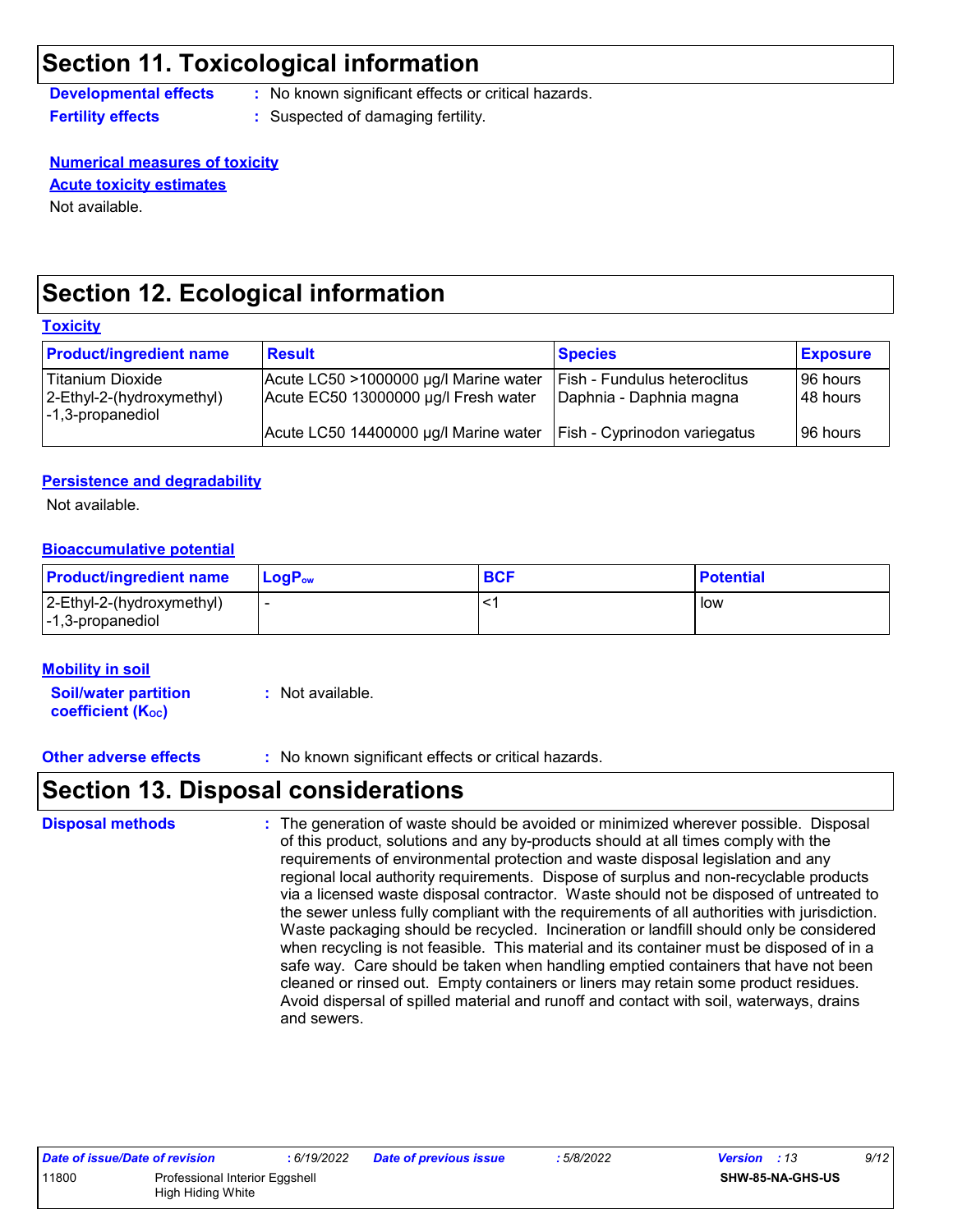## Section 11. Toxicological information

**Developmental effects** : No known significant effects or critical hazards.

**Fertility effects** : Suspected of damaging fertility.

**Numerical measures of toxicity**

**Acute toxicity estimates**

Not available.

## Section 12. Ecological information

**Toxicity**

| Product/ingredient name | Result | Species | Exposure |
|---|---|---|---|
| Titanium Dioxide | Acute LC50 >1000000 µg/l Marine water | Fish - Fundulus heteroclitus | 96 hours |
| 2-Ethyl-2-(hydroxymethyl)-1,3-propanediol | Acute EC50 13000000 µg/l Fresh water | Daphnia - Daphnia magna | 48 hours |
| | Acute LC50 14400000 µg/l Marine water | Fish - Cyprinodon variegatus | 96 hours |

**Persistence and degradability**

Not available.

**Bioaccumulative potential**

| Product/ingredient name | $LogP_{ow}$ | BCF | Potential |
|---|---|---|---|
| 2-Ethyl-2-(hydroxymethyl)-1,3-propanediol | - | <1 | low |

**Mobility in soil**

**Soil/water partition coefficient ($K_{OC}$)** : Not available.

**Other adverse effects** : No known significant effects or critical hazards.

## Section 13. Disposal considerations

**Disposal methods** : The generation of waste should be avoided or minimized wherever possible. Disposal of this product, solutions and any by-products should at all times comply with the requirements of environmental protection and waste disposal legislation and any regional local authority requirements. Dispose of surplus and non-recyclable products via a licensed waste disposal contractor. Waste should not be disposed of untreated to the sewer unless fully compliant with the requirements of all authorities with jurisdiction. Waste packaging should be recycled. Incineration or landfill should only be considered when recycling is not feasible. This material and its container must be disposed of in a safe way. Care should be taken when handling emptied containers that have not been cleaned or rinsed out. Empty containers or liners may retain some product residues. Avoid dispersal of spilled material and runoff and contact with soil, waterways, drains and sewers.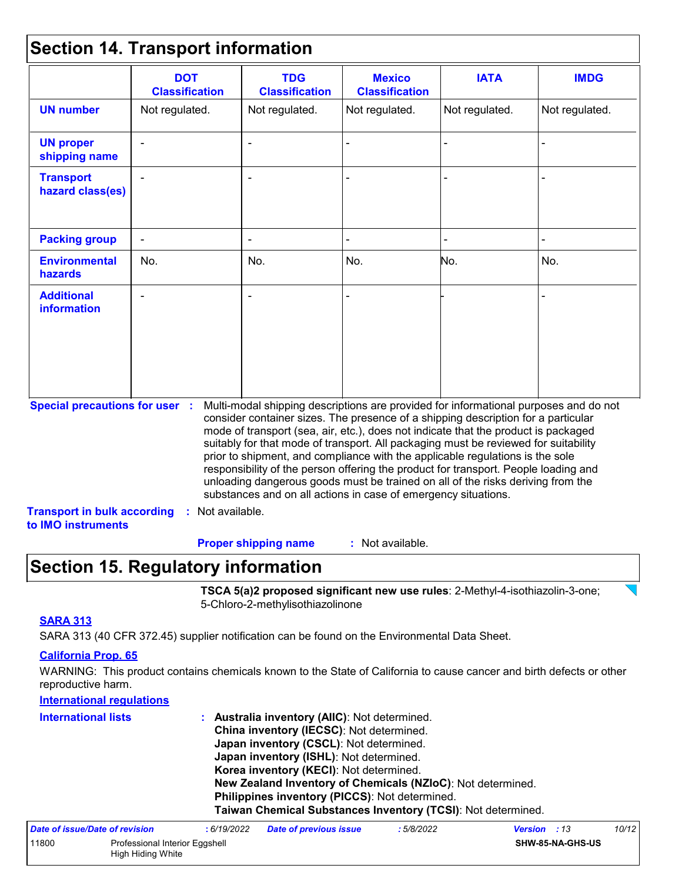## Section 14. Transport information

| | DOT Classification | TDG Classification | Mexico Classification | IATA | IMDG |
|---|---|---|---|---|---|
| **UN number** | Not regulated. | Not regulated. | Not regulated. | Not regulated. | Not regulated. |
| **UN proper shipping name** | - | - | - | - | - |
| **Transport hazard class(es)** | - | - | - | - | - |
| **Packing group** | - | - | - | - | - |
| **Environmental hazards** | No. | No. | No. | No. | No. |
| **Additional information** | - | - | - | - | - |

**Special precautions for user** : Multi-modal shipping descriptions are provided for informational purposes and do not consider container sizes. The presence of a shipping description for a particular mode of transport (sea, air, etc.), does not indicate that the product is packaged suitably for that mode of transport. All packaging must be reviewed for suitability prior to shipment, and compliance with the applicable regulations is the sole responsibility of the person offering the product for transport. People loading and unloading dangerous goods must be trained on all of the risks deriving from the substances and on all actions in case of emergency situations.

**Transport in bulk according to IMO instruments** : Not available.

**Proper shipping name** : Not available.

## Section 15. Regulatory information

**TSCA 5(a)2 proposed significant new use rules**: 2-Methyl-4-isothiazolin-3-one; 5-Chloro-2-methylisothiazolinone

**SARA 313**

SARA 313 (40 CFR 372.45) supplier notification can be found on the Environmental Data Sheet.

**California Prop. 65**

WARNING: This product contains chemicals known to the State of California to cause cancer and birth defects or other reproductive harm.

**International regulations**

**International lists** :
**Australia inventory (AIIC)**: Not determined.
**China inventory (IECSC)**: Not determined.
**Japan inventory (CSCL)**: Not determined.
**Japan inventory (ISHL)**: Not determined.
**Korea inventory (KECI)**: Not determined.
**New Zealand Inventory of Chemicals (NZIoC)**: Not determined.
**Philippines inventory (PICCS)**: Not determined.
**Taiwan Chemical Substances Inventory (TCSI)**: Not determined.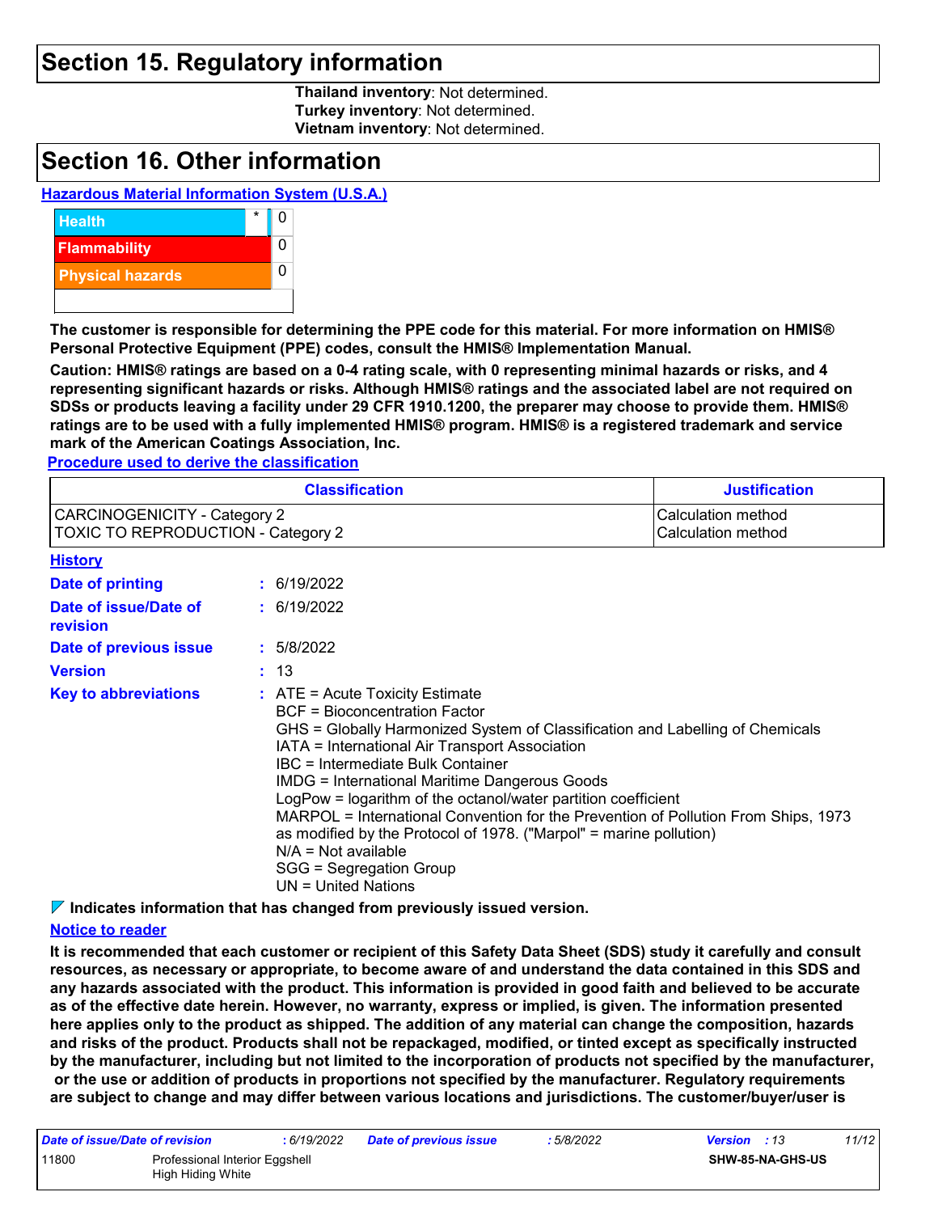## Section 15. Regulatory information

**Thailand inventory**: Not determined.
**Turkey inventory**: Not determined.
**Vietnam inventory**: Not determined.

## Section 16. Other information

**Hazardous Material Information System (U.S.A.)**

| | | |
|---|---|---|
| Health | * | 0 |
| Flammability | | 0 |
| Physical hazards | | 0 |

**The customer is responsible for determining the PPE code for this material. For more information on HMIS® Personal Protective Equipment (PPE) codes, consult the HMIS® Implementation Manual.**

**Caution: HMIS® ratings are based on a 0-4 rating scale, with 0 representing minimal hazards or risks, and 4 representing significant hazards or risks. Although HMIS® ratings and the associated label are not required on SDSs or products leaving a facility under 29 CFR 1910.1200, the preparer may choose to provide them. HMIS® ratings are to be used with a fully implemented HMIS® program. HMIS® is a registered trademark and service mark of the American Coatings Association, Inc.**

**Procedure used to derive the classification**

| Classification | Justification |
|---|---|
| CARCINOGENICITY - Category 2<br>TOXIC TO REPRODUCTION - Category 2 | Calculation method<br>Calculation method |

**History**

**Date of printing** : 6/19/2022

**Date of issue/Date of revision** : 6/19/2022

**Date of previous issue** : 5/8/2022

**Version** : 13

**Key to abbreviations** :
ATE = Acute Toxicity Estimate
BCF = Bioconcentration Factor
GHS = Globally Harmonized System of Classification and Labelling of Chemicals
IATA = International Air Transport Association
IBC = Intermediate Bulk Container
IMDG = International Maritime Dangerous Goods
LogPow = logarithm of the octanol/water partition coefficient
MARPOL = International Convention for the Prevention of Pollution From Ships, 1973 as modified by the Protocol of 1978. ("Marpol" = marine pollution)
N/A = Not available
SGG = Segregation Group
UN = United Nations

**Indicates information that has changed from previously issued version.**

**Notice to reader**

**It is recommended that each customer or recipient of this Safety Data Sheet (SDS) study it carefully and consult resources, as necessary or appropriate, to become aware of and understand the data contained in this SDS and any hazards associated with the product. This information is provided in good faith and believed to be accurate as of the effective date herein. However, no warranty, express or implied, is given. The information presented here applies only to the product as shipped. The addition of any material can change the composition, hazards and risks of the product. Products shall not be repackaged, modified, or tinted except as specifically instructed by the manufacturer, including but not limited to the incorporation of products not specified by the manufacturer, or the use or addition of products in proportions not specified by the manufacturer. Regulatory requirements are subject to change and may differ between various locations and jurisdictions. The customer/buyer/user is**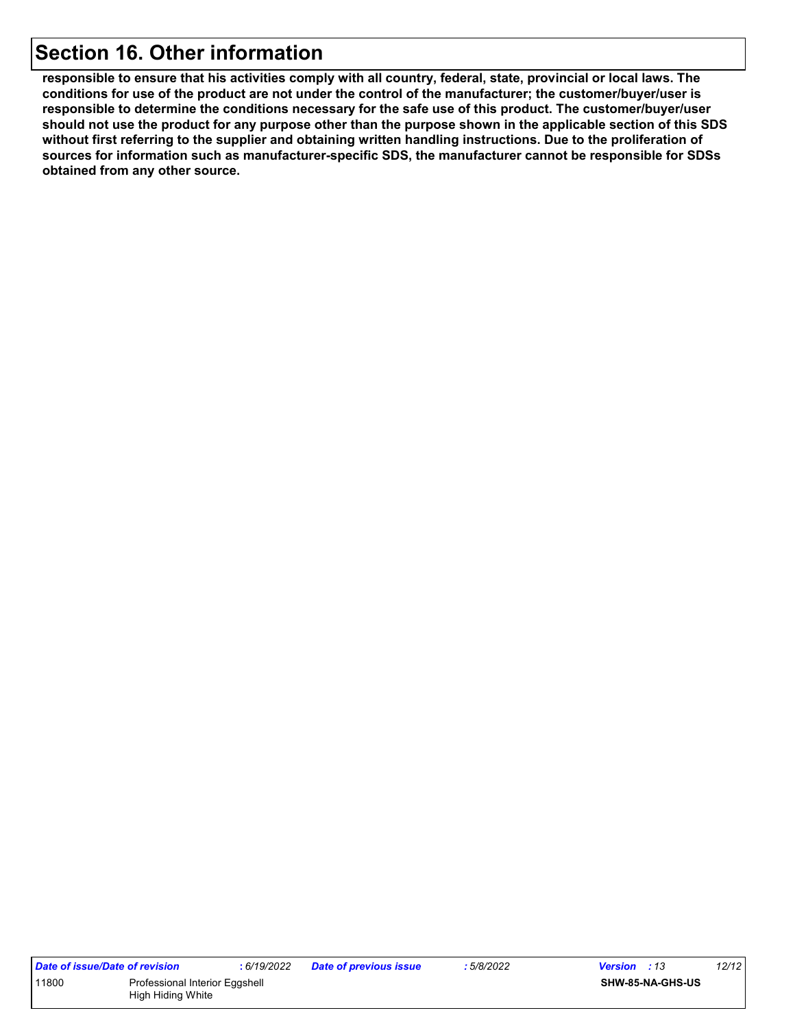# Section 16. Other information

**responsible to ensure that his activities comply with all country, federal, state, provincial or local laws. The conditions for use of the product are not under the control of the manufacturer; the customer/buyer/user is responsible to determine the conditions necessary for the safe use of this product. The customer/buyer/user should not use the product for any purpose other than the purpose shown in the applicable section of this SDS without first referring to the supplier and obtaining written handling instructions. Due to the proliferation of sources for information such as manufacturer-specific SDS, the manufacturer cannot be responsible for SDSs obtained from any other source.**